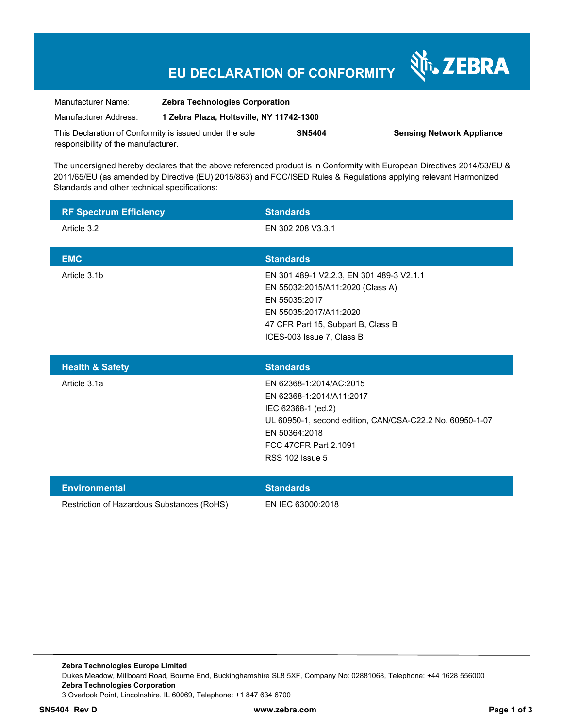# EU DECLARATION OF CONFORMITY

ZEBRA

| | | | |
|---|---|---|---|
| Manufacturer Name: | **Zebra Technologies Corporation** | | |
| Manufacturer Address: | **1 Zebra Plaza, Holtsville, NY 11742-1300** | | |
| This Declaration of Conformity is issued under the sole responsibility of the manufacturer. | | **SN5404** | **Sensing Network Appliance** |

The undersigned hereby declares that the above referenced product is in Conformity with European Directives 2014/53/EU & 2011/65/EU (as amended by Directive (EU) 2015/863) and FCC/ISED Rules & Regulations applying relevant Harmonized Standards and other technical specifications:

| RF Spectrum Efficiency | Standards |
|---|---|
| Article 3.2 | EN 302 208 V3.3.1 |

| EMC | Standards |
|---|---|
| Article 3.1b | EN 301 489-1 V2.2.3, EN 301 489-3 V2.1.1<br>EN 55032:2015/A11:2020 (Class A)<br>EN 55035:2017<br>EN 55035:2017/A11:2020<br>47 CFR Part 15, Subpart B, Class B<br>ICES-003 Issue 7, Class B |

| Health & Safety | Standards |
|---|---|
| Article 3.1a | EN 62368-1:2014/AC:2015<br>EN 62368-1:2014/A11:2017<br>IEC 62368-1 (ed.2)<br>UL 60950-1, second edition, CAN/CSA-C22.2 No. 60950-1-07<br>EN 50364:2018<br>FCC 47CFR Part 2.1091<br>RSS 102 Issue 5 |

| Environmental | Standards |
|---|---|
| Restriction of Hazardous Substances (RoHS) | EN IEC 63000:2018 |

**Zebra Technologies Europe Limited**
Dukes Meadow, Millboard Road, Bourne End, Buckinghamshire SL8 5XF, Company No: 02881068, Telephone: +44 1628 556000
**Zebra Technologies Corporation**
3 Overlook Point, Lincolnshire, IL 60069, Telephone: +1 847 634 6700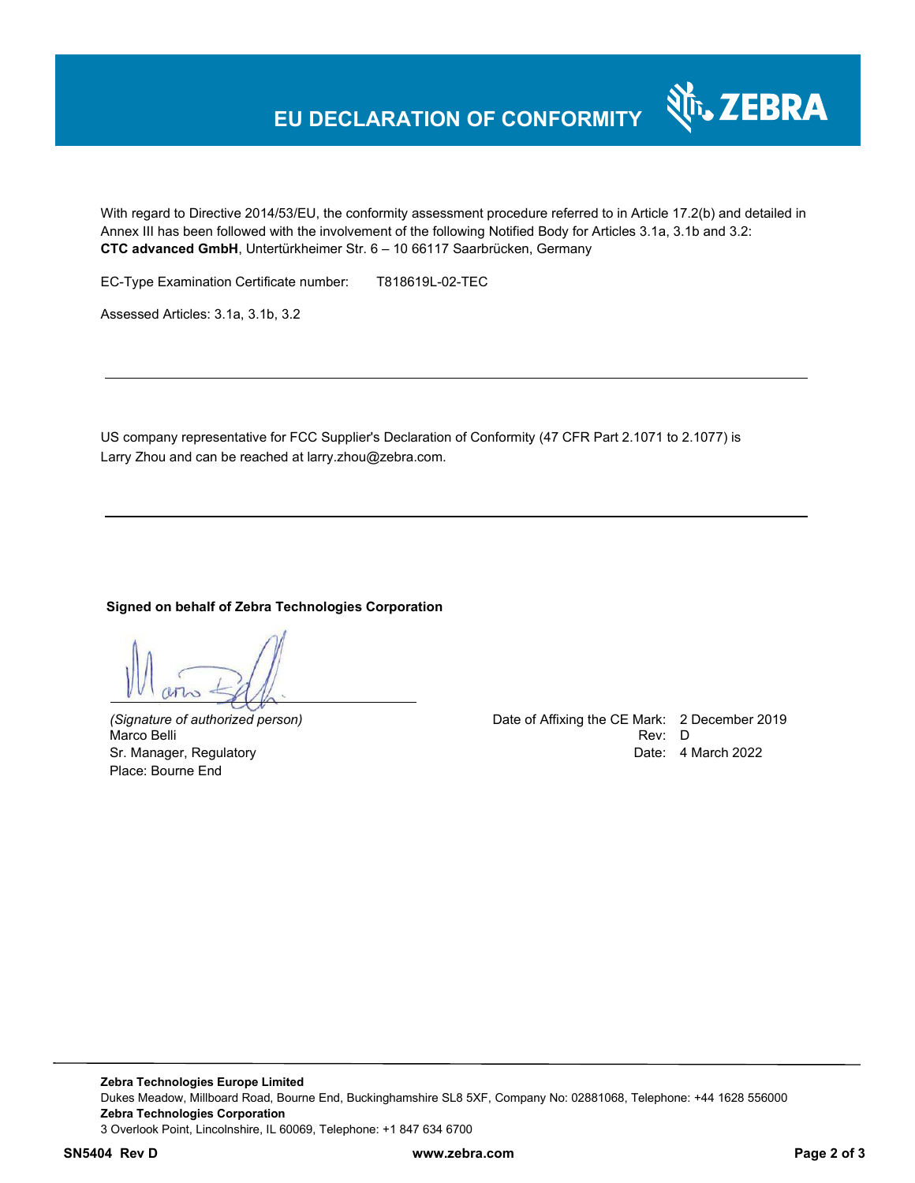# EU DECLARATION OF CONFORMITY

With regard to Directive 2014/53/EU, the conformity assessment procedure referred to in Article 17.2(b) and detailed in Annex III has been followed with the involvement of the following Notified Body for Articles 3.1a, 3.1b and 3.2:
**CTC advanced GmbH**, Untertürkheimer Str. 6 – 10 66117 Saarbrücken, Germany

EC-Type Examination Certificate number: T818619L-02-TEC

Assessed Articles: 3.1a, 3.1b, 3.2

---

US company representative for FCC Supplier's Declaration of Conformity (47 CFR Part 2.1071 to 2.1077) is Larry Zhou and can be reached at larry.zhou@zebra.com.

---

**Signed on behalf of Zebra Technologies Corporation**

*(Signature of authorized person)*
Marco Belli
Sr. Manager, Regulatory
Place: Bourne End

Date of Affixing the CE Mark: 2 December 2019
Rev: D
Date: 4 March 2022

**Zebra Technologies Europe Limited**
Dukes Meadow, Millboard Road, Bourne End, Buckinghamshire SL8 5XF, Company No: 02881068, Telephone: +44 1628 556000
**Zebra Technologies Corporation**
3 Overlook Point, Lincolnshire, IL 60069, Telephone: +1 847 634 6700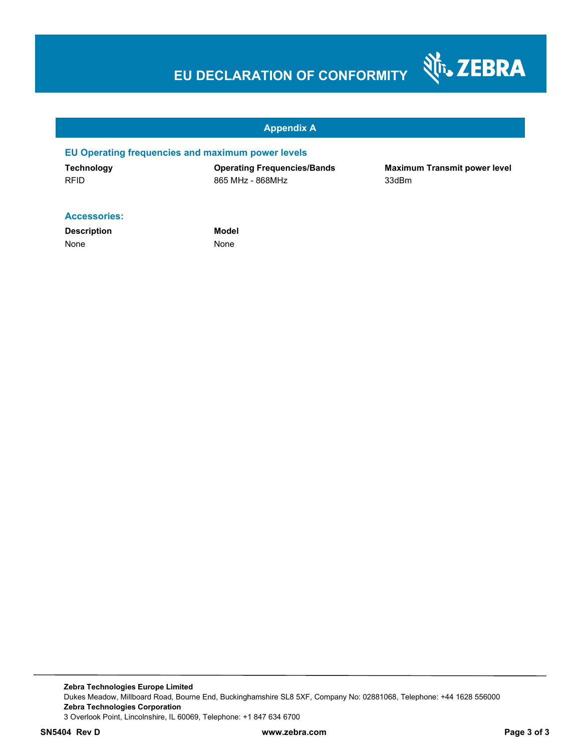# EU DECLARATION OF CONFORMITY

## Appendix A

### EU Operating frequencies and maximum power levels

| Technology | Operating Frequencies/Bands | Maximum Transmit power level |
| --- | --- | --- |
| RFID | 865 MHz - 868MHz | 33dBm |

### Accessories:

| Description | Model |
| --- | --- |
| None | None |

**Zebra Technologies Europe Limited**
Dukes Meadow, Millboard Road, Bourne End, Buckinghamshire SL8 5XF, Company No: 02881068, Telephone: +44 1628 556000
**Zebra Technologies Corporation**
3 Overlook Point, Lincolnshire, IL 60069, Telephone: +1 847 634 6700

**SN5404 Rev D** **www.zebra.com**